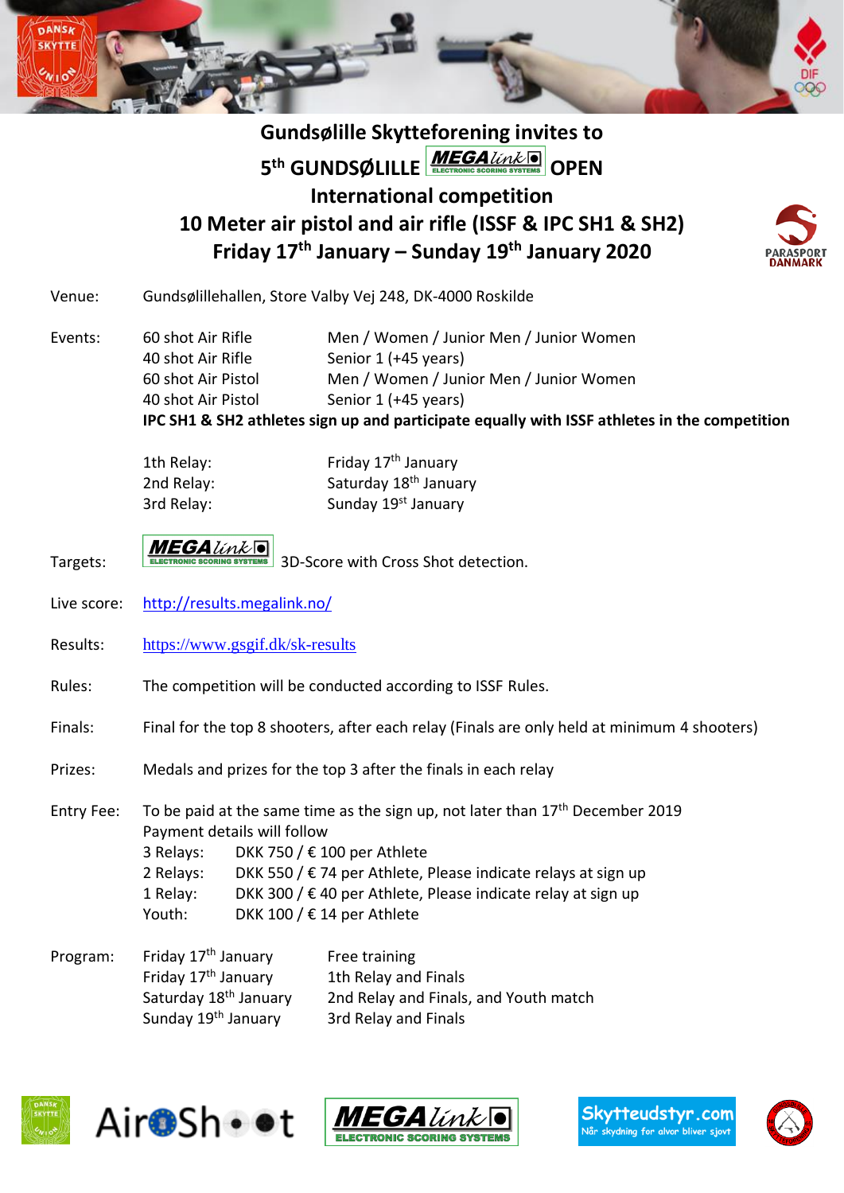# Gundsølille Skytteforening invites to

# 5th GUNDSØLILLE MEGAlink OPEN

## International competition

## 10 Meter air pistol and air rifle (ISSF & IPC SH1 & SH2)

## Friday 17th January – Sunday 19th January 2020

**Venue:** Gundsølillehallen, Store Valby Vej 248, DK-4000 Roskilde

**Events:**

| | |
|---|---|
| 60 shot Air Rifle | Men / Women / Junior Men / Junior Women |
| 40 shot Air Rifle | Senior 1 (+45 years) |
| 60 shot Air Pistol | Men / Women / Junior Men / Junior Women |
| 40 shot Air Pistol | Senior 1 (+45 years) |

**IPC SH1 & SH2 athletes sign up and participate equally with ISSF athletes in the competition**

| | |
|---|---|
| 1th Relay: | Friday 17th January |
| 2nd Relay: | Saturday 18th January |
| 3rd Relay: | Sunday 19st January |

**Targets:** MEGAlink ELECTRONIC SCORING SYSTEMS 3D-Score with Cross Shot detection.

**Live score:** [http://results.megalink.no/](http://results.megalink.no/)

**Results:** [https://www.gsgif.dk/sk-results](https://www.gsgif.dk/sk-results)

**Rules:** The competition will be conducted according to ISSF Rules.

**Finals:** Final for the top 8 shooters, after each relay (Finals are only held at minimum 4 shooters)

**Prizes:** Medals and prizes for the top 3 after the finals in each relay

**Entry Fee:** To be paid at the same time as the sign up, not later than 17th December 2019
Payment details will follow

| | |
|---|---|
| 3 Relays: | DKK 750 / € 100 per Athlete |
| 2 Relays: | DKK 550 / € 74 per Athlete, Please indicate relays at sign up |
| 1 Relay: | DKK 300 / € 40 per Athlete, Please indicate relay at sign up |
| Youth: | DKK 100 / € 14 per Athlete |

**Program:**

| | |
|---|---|
| Friday 17th January | Free training |
| Friday 17th January | 1th Relay and Finals |
| Saturday 18th January | 2nd Relay and Finals, and Youth match |
| Sunday 19th January | 3rd Relay and Finals |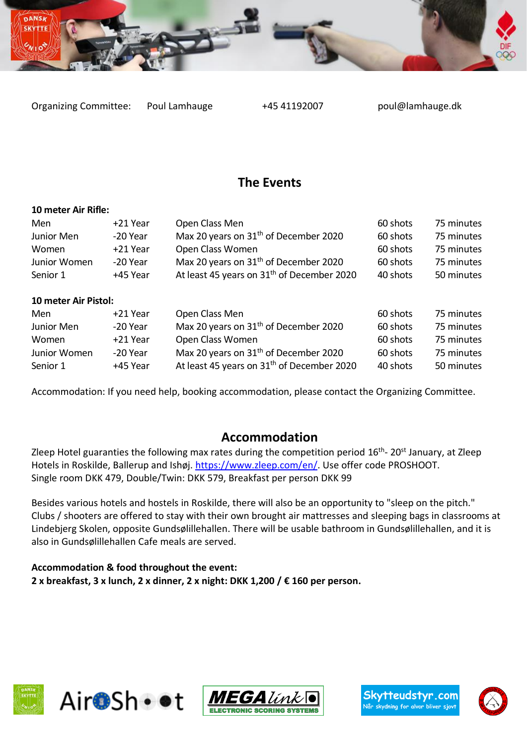Organizing Committee: Poul Lamhauge +45 41192007 poul@lamhauge.dk

## The Events

**10 meter Air Rifle:**

| | | | | |
|---|---|---|---|---|
| Men | +21 Year | Open Class Men | 60 shots | 75 minutes |
| Junior Men | -20 Year | Max 20 years on 31th of December 2020 | 60 shots | 75 minutes |
| Women | +21 Year | Open Class Women | 60 shots | 75 minutes |
| Junior Women | -20 Year | Max 20 years on 31th of December 2020 | 60 shots | 75 minutes |
| Senior 1 | +45 Year | At least 45 years on 31th of December 2020 | 40 shots | 50 minutes |

**10 meter Air Pistol:**

| | | | | |
|---|---|---|---|---|
| Men | +21 Year | Open Class Men | 60 shots | 75 minutes |
| Junior Men | -20 Year | Max 20 years on 31th of December 2020 | 60 shots | 75 minutes |
| Women | +21 Year | Open Class Women | 60 shots | 75 minutes |
| Junior Women | -20 Year | Max 20 years on 31th of December 2020 | 60 shots | 75 minutes |
| Senior 1 | +45 Year | At least 45 years on 31th of December 2020 | 40 shots | 50 minutes |

Accommodation: If you need help, booking accommodation, please contact the Organizing Committee.

## Accommodation

Zleep Hotel guaranties the following max rates during the competition period 16th- 20st January, at Zleep Hotels in Roskilde, Ballerup and Ishøj. https://www.zleep.com/en/. Use offer code PROSHOOT.
Single room DKK 479, Double/Twin: DKK 579, Breakfast per person DKK 99

Besides various hotels and hostels in Roskilde, there will also be an opportunity to "sleep on the pitch." Clubs / shooters are offered to stay with their own brought air mattresses and sleeping bags in classrooms at Lindebjerg Skolen, opposite Gundsølillehallen. There will be usable bathroom in Gundsølillehallen, and it is also in Gundsølillehallen Cafe meals are served.

**Accommodation & food throughout the event:**
**2 x breakfast, 3 x lunch, 2 x dinner, 2 x night: DKK 1,200 / € 160 per person.**